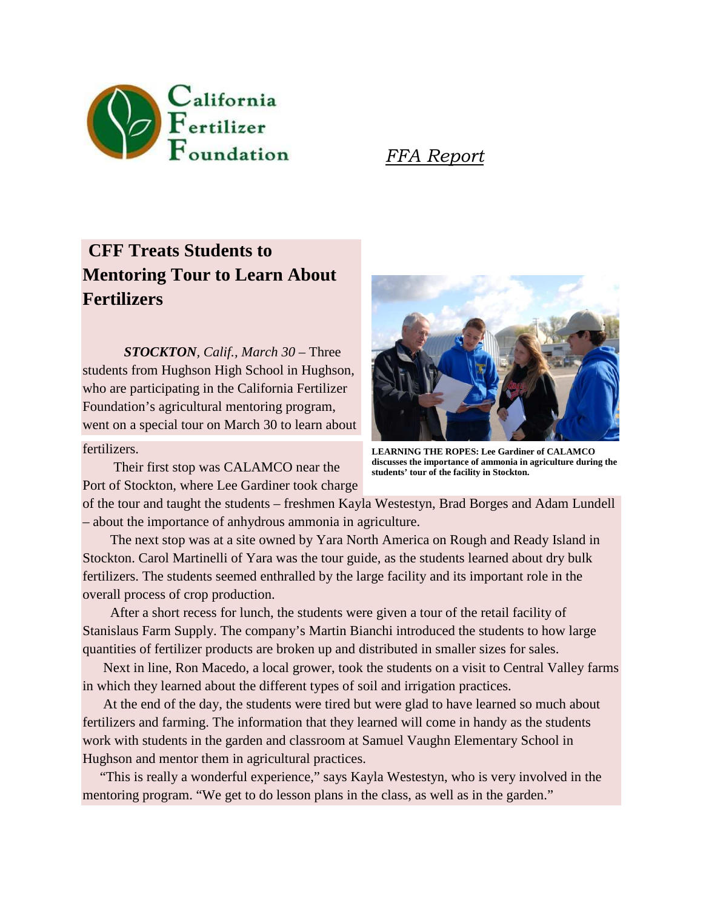California Fertilizer Foundation

*FFA Report*

# CFF Treats Students to Mentoring Tour to Learn About Fertilizers

***STOCKTON**, Calif., March 30* – Three students from Hughson High School in Hughson, who are participating in the California Fertilizer Foundation's agricultural mentoring program, went on a special tour on March 30 to learn about fertilizers.

Their first stop was CALAMCO near the Port of Stockton, where Lee Gardiner took charge of the tour and taught the students – freshmen Kayla Westestyn, Brad Borges and Adam Lundell – about the importance of anhydrous ammonia in agriculture.

**LEARNING THE ROPES: Lee Gardiner of CALAMCO discusses the importance of ammonia in agriculture during the students' tour of the facility in Stockton.**

The next stop was at a site owned by Yara North America on Rough and Ready Island in Stockton. Carol Martinelli of Yara was the tour guide, as the students learned about dry bulk fertilizers. The students seemed enthralled by the large facility and its important role in the overall process of crop production.

After a short recess for lunch, the students were given a tour of the retail facility of Stanislaus Farm Supply. The company's Martin Bianchi introduced the students to how large quantities of fertilizer products are broken up and distributed in smaller sizes for sales.

Next in line, Ron Macedo, a local grower, took the students on a visit to Central Valley farms in which they learned about the different types of soil and irrigation practices.

At the end of the day, the students were tired but were glad to have learned so much about fertilizers and farming. The information that they learned will come in handy as the students work with students in the garden and classroom at Samuel Vaughn Elementary School in Hughson and mentor them in agricultural practices.

"This is really a wonderful experience," says Kayla Westestyn, who is very involved in the mentoring program. "We get to do lesson plans in the class, as well as in the garden."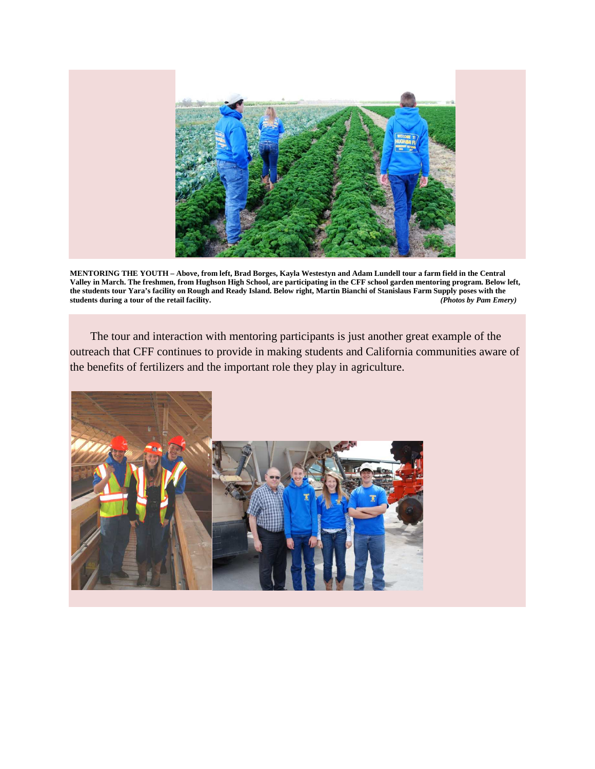**MENTORING THE YOUTH – Above, from left, Brad Borges, Kayla Westestyn and Adam Lundell tour a farm field in the Central Valley in March. The freshmen, from Hughson High School, are participating in the CFF school garden mentoring program. Below left, the students tour Yara's facility on Rough and Ready Island. Below right, Martin Bianchi of Stanislaus Farm Supply poses with the students during a tour of the retail facility.** ***(Photos by Pam Emery)***

The tour and interaction with mentoring participants is just another great example of the outreach that CFF continues to provide in making students and California communities aware of the benefits of fertilizers and the important role they play in agriculture.